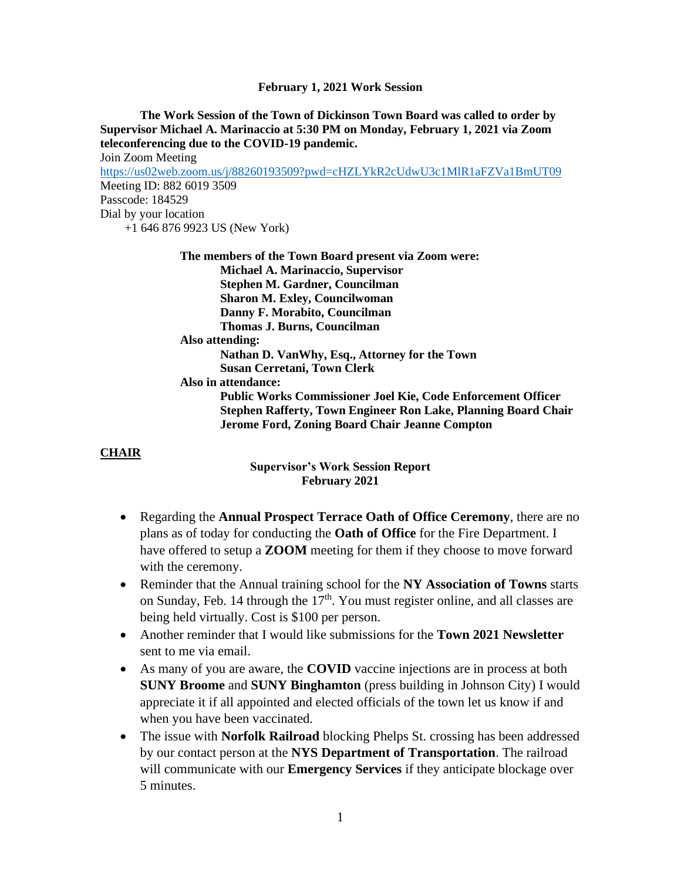**February 1, 2021 Work Session**

**The Work Session of the Town of Dickinson Town Board was called to order by Supervisor Michael A. Marinaccio at 5:30 PM on Monday, February 1, 2021 via Zoom teleconferencing due to the COVID-19 pandemic.**

Join Zoom Meeting
https://us02web.zoom.us/j/88260193509?pwd=cHZLYkR2cUdwU3c1MlR1aFZVa1BmUT09
Meeting ID: 882 6019 3509
Passcode: 184529
Dial by your location
+1 646 876 9923 US (New York)

**The members of the Town Board present via Zoom were:**
**Michael A. Marinaccio, Supervisor**
**Stephen M. Gardner, Councilman**
**Sharon M. Exley, Councilwoman**
**Danny F. Morabito, Councilman**
**Thomas J. Burns, Councilman**

**Also attending:**
**Nathan D. VanWhy, Esq., Attorney for the Town**
**Susan Cerretani, Town Clerk**

**Also in attendance:**
**Public Works Commissioner Joel Kie, Code Enforcement Officer Stephen Rafferty, Town Engineer Ron Lake, Planning Board Chair Jerome Ford, Zoning Board Chair Jeanne Compton**

**CHAIR**

**Supervisor's Work Session Report**
**February 2021**

- Regarding the **Annual Prospect Terrace Oath of Office Ceremony**, there are no plans as of today for conducting the **Oath of Office** for the Fire Department. I have offered to setup a **ZOOM** meeting for them if they choose to move forward with the ceremony.
- Reminder that the Annual training school for the **NY Association of Towns** starts on Sunday, Feb. 14 through the 17th. You must register online, and all classes are being held virtually. Cost is $100 per person.
- Another reminder that I would like submissions for the **Town 2021 Newsletter** sent to me via email.
- As many of you are aware, the **COVID** vaccine injections are in process at both **SUNY Broome** and **SUNY Binghamton** (press building in Johnson City) I would appreciate it if all appointed and elected officials of the town let us know if and when you have been vaccinated.
- The issue with **Norfolk Railroad** blocking Phelps St. crossing has been addressed by our contact person at the **NYS Department of Transportation**. The railroad will communicate with our **Emergency Services** if they anticipate blockage over 5 minutes.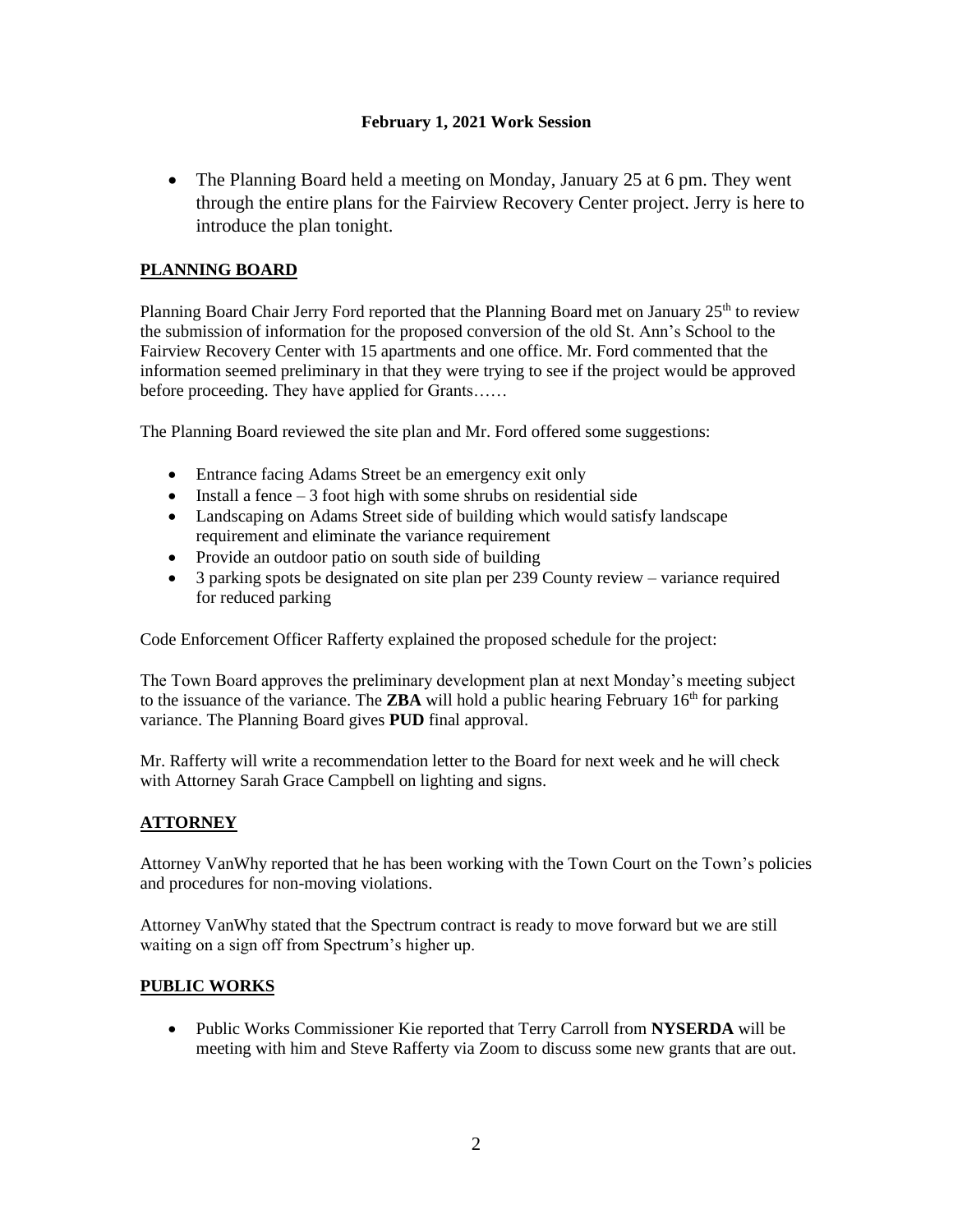**February 1, 2021 Work Session**

- The Planning Board held a meeting on Monday, January 25 at 6 pm. They went through the entire plans for the Fairview Recovery Center project. Jerry is here to introduce the plan tonight.

## PLANNING BOARD

Planning Board Chair Jerry Ford reported that the Planning Board met on January 25th to review the submission of information for the proposed conversion of the old St. Ann's School to the Fairview Recovery Center with 15 apartments and one office. Mr. Ford commented that the information seemed preliminary in that they were trying to see if the project would be approved before proceeding. They have applied for Grants……

The Planning Board reviewed the site plan and Mr. Ford offered some suggestions:

- Entrance facing Adams Street be an emergency exit only
- Install a fence – 3 foot high with some shrubs on residential side
- Landscaping on Adams Street side of building which would satisfy landscape requirement and eliminate the variance requirement
- Provide an outdoor patio on south side of building
- 3 parking spots be designated on site plan per 239 County review – variance required for reduced parking

Code Enforcement Officer Rafferty explained the proposed schedule for the project:

The Town Board approves the preliminary development plan at next Monday's meeting subject to the issuance of the variance. The **ZBA** will hold a public hearing February 16th for parking variance. The Planning Board gives **PUD** final approval.

Mr. Rafferty will write a recommendation letter to the Board for next week and he will check with Attorney Sarah Grace Campbell on lighting and signs.

## ATTORNEY

Attorney VanWhy reported that he has been working with the Town Court on the Town's policies and procedures for non-moving violations.

Attorney VanWhy stated that the Spectrum contract is ready to move forward but we are still waiting on a sign off from Spectrum's higher up.

## PUBLIC WORKS

- Public Works Commissioner Kie reported that Terry Carroll from **NYSERDA** will be meeting with him and Steve Rafferty via Zoom to discuss some new grants that are out.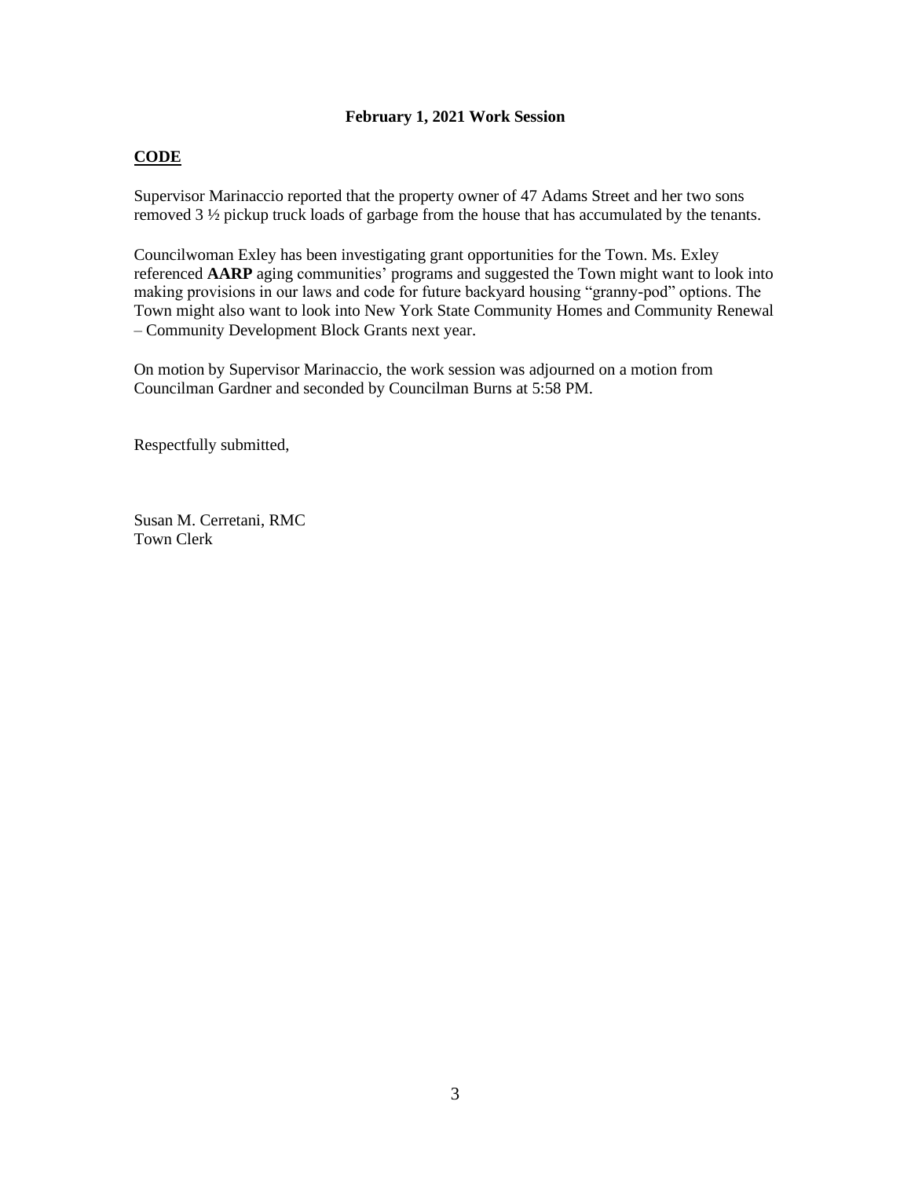**February 1, 2021 Work Session**

**CODE**

Supervisor Marinaccio reported that the property owner of 47 Adams Street and her two sons removed 3 ½ pickup truck loads of garbage from the house that has accumulated by the tenants.

Councilwoman Exley has been investigating grant opportunities for the Town. Ms. Exley referenced **AARP** aging communities' programs and suggested the Town might want to look into making provisions in our laws and code for future backyard housing "granny-pod" options. The Town might also want to look into New York State Community Homes and Community Renewal – Community Development Block Grants next year.

On motion by Supervisor Marinaccio, the work session was adjourned on a motion from Councilman Gardner and seconded by Councilman Burns at 5:58 PM.

Respectfully submitted,

Susan M. Cerretani, RMC
Town Clerk